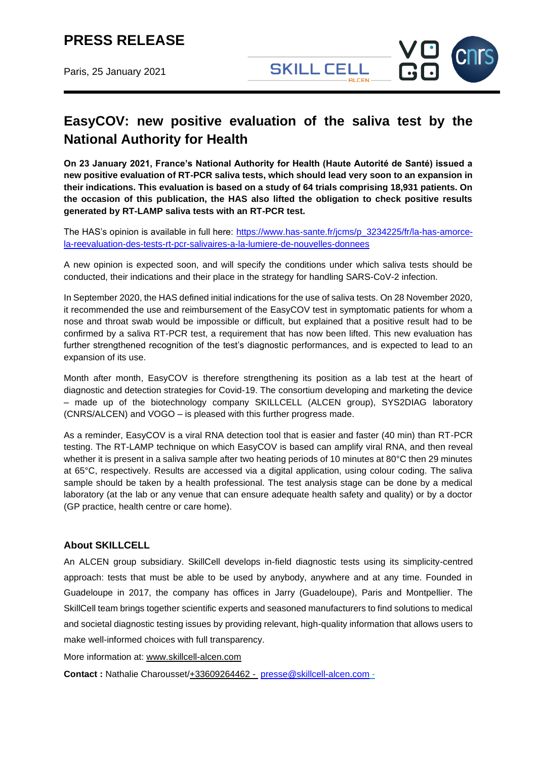# PRESS RELEASE

Paris, 25 January 2021

## EasyCOV: new positive evaluation of the saliva test by the National Authority for Health

**On 23 January 2021, France's National Authority for Health (Haute Autorité de Santé) issued a new positive evaluation of RT-PCR saliva tests, which should lead very soon to an expansion in their indications. This evaluation is based on a study of 64 trials comprising 18,931 patients. On the occasion of this publication, the HAS also lifted the obligation to check positive results generated by RT-LAMP saliva tests with an RT-PCR test.**

The HAS's opinion is available in full here: [https://www.has-sante.fr/jcms/p_3234225/fr/la-has-amorce-la-reevaluation-des-tests-rt-pcr-salivaires-a-la-lumiere-de-nouvelles-donnees](https://www.has-sante.fr/jcms/p_3234225/fr/la-has-amorce-la-reevaluation-des-tests-rt-pcr-salivaires-a-la-lumiere-de-nouvelles-donnees)

A new opinion is expected soon, and will specify the conditions under which saliva tests should be conducted, their indications and their place in the strategy for handling SARS-CoV-2 infection.

In September 2020, the HAS defined initial indications for the use of saliva tests. On 28 November 2020, it recommended the use and reimbursement of the EasyCOV test in symptomatic patients for whom a nose and throat swab would be impossible or difficult, but explained that a positive result had to be confirmed by a saliva RT-PCR test, a requirement that has now been lifted. This new evaluation has further strengthened recognition of the test's diagnostic performances, and is expected to lead to an expansion of its use.

Month after month, EasyCOV is therefore strengthening its position as a lab test at the heart of diagnostic and detection strategies for Covid-19. The consortium developing and marketing the device – made up of the biotechnology company SKILLCELL (ALCEN group), SYS2DIAG laboratory (CNRS/ALCEN) and VOGO – is pleased with this further progress made.

As a reminder, EasyCOV is a viral RNA detection tool that is easier and faster (40 min) than RT-PCR testing. The RT-LAMP technique on which EasyCOV is based can amplify viral RNA, and then reveal whether it is present in a saliva sample after two heating periods of 10 minutes at 80°C then 29 minutes at 65°C, respectively. Results are accessed via a digital application, using colour coding. The saliva sample should be taken by a health professional. The test analysis stage can be done by a medical laboratory (at the lab or any venue that can ensure adequate health safety and quality) or by a doctor (GP practice, health centre or care home).

### About SKILLCELL

An ALCEN group subsidiary. SkillCell develops in-field diagnostic tests using its simplicity-centred approach: tests that must be able to be used by anybody, anywhere and at any time. Founded in Guadeloupe in 2017, the company has offices in Jarry (Guadeloupe), Paris and Montpellier. The SkillCell team brings together scientific experts and seasoned manufacturers to find solutions to medical and societal diagnostic testing issues by providing relevant, high-quality information that allows users to make well-informed choices with full transparency.

More information at: www.skillcell-alcen.com

**Contact :** Nathalie Charousset/+33609264462 - presse@skillcell-alcen.com -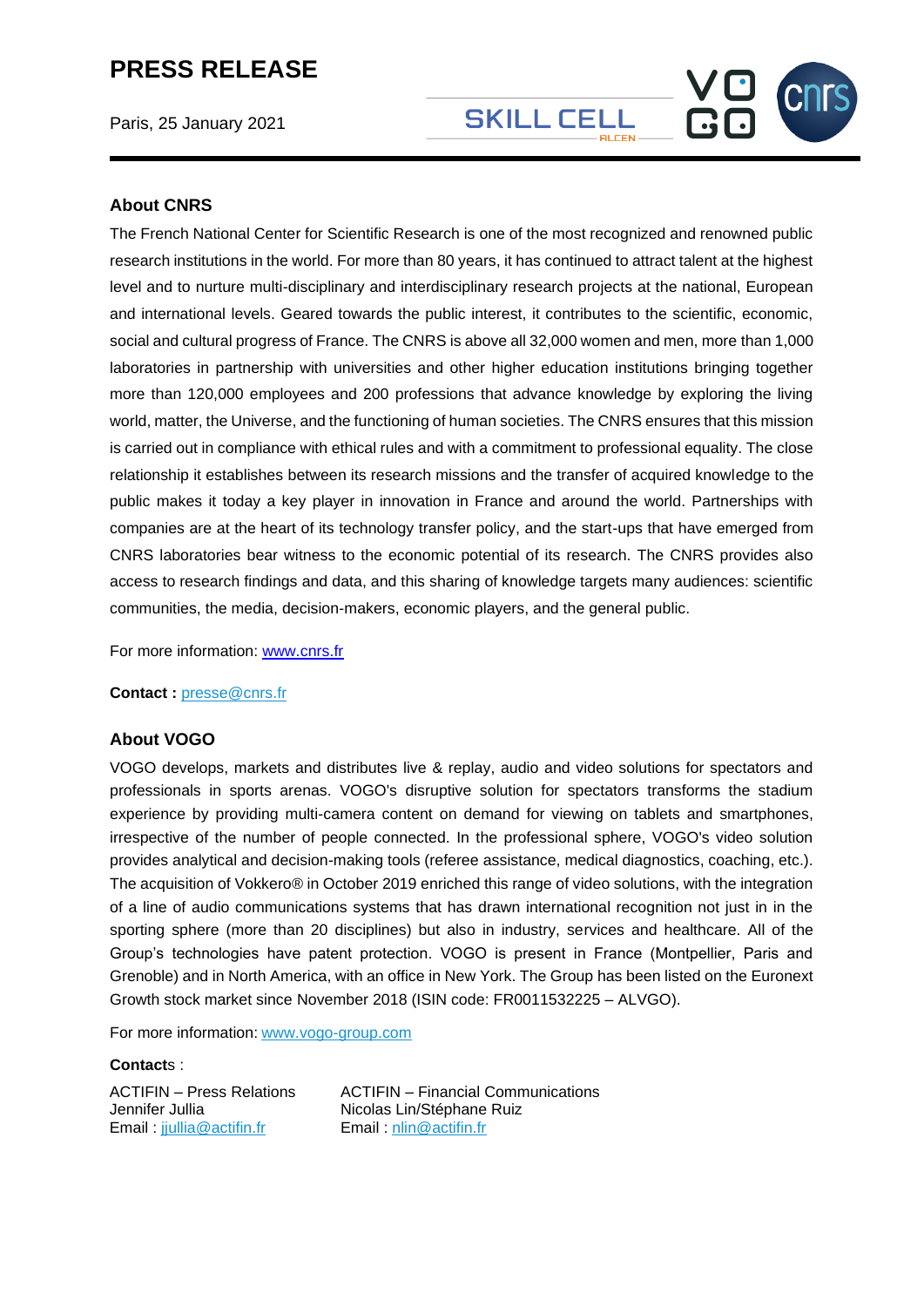# PRESS RELEASE

Paris, 25 January 2021

## About CNRS

The French National Center for Scientific Research is one of the most recognized and renowned public research institutions in the world. For more than 80 years, it has continued to attract talent at the highest level and to nurture multi-disciplinary and interdisciplinary research projects at the national, European and international levels. Geared towards the public interest, it contributes to the scientific, economic, social and cultural progress of France. The CNRS is above all 32,000 women and men, more than 1,000 laboratories in partnership with universities and other higher education institutions bringing together more than 120,000 employees and 200 professions that advance knowledge by exploring the living world, matter, the Universe, and the functioning of human societies. The CNRS ensures that this mission is carried out in compliance with ethical rules and with a commitment to professional equality. The close relationship it establishes between its research missions and the transfer of acquired knowledge to the public makes it today a key player in innovation in France and around the world. Partnerships with companies are at the heart of its technology transfer policy, and the start-ups that have emerged from CNRS laboratories bear witness to the economic potential of its research. The CNRS provides also access to research findings and data, and this sharing of knowledge targets many audiences: scientific communities, the media, decision-makers, economic players, and the general public.

For more information: www.cnrs.fr

**Contact :** presse@cnrs.fr

## About VOGO

VOGO develops, markets and distributes live & replay, audio and video solutions for spectators and professionals in sports arenas. VOGO's disruptive solution for spectators transforms the stadium experience by providing multi-camera content on demand for viewing on tablets and smartphones, irrespective of the number of people connected. In the professional sphere, VOGO's video solution provides analytical and decision-making tools (referee assistance, medical diagnostics, coaching, etc.). The acquisition of Vokkero® in October 2019 enriched this range of video solutions, with the integration of a line of audio communications systems that has drawn international recognition not just in in the sporting sphere (more than 20 disciplines) but also in industry, services and healthcare. All of the Group's technologies have patent protection. VOGO is present in France (Montpellier, Paris and Grenoble) and in North America, with an office in New York. The Group has been listed on the Euronext Growth stock market since November 2018 (ISIN code: FR0011532225 – ALVGO).

For more information: www.vogo-group.com

**Contacts** :

ACTIFIN – Press Relations
Jennifer Jullia
Email : jjullia@actifin.fr

ACTIFIN – Financial Communications
Nicolas Lin/Stéphane Ruiz
Email : nlin@actifin.fr